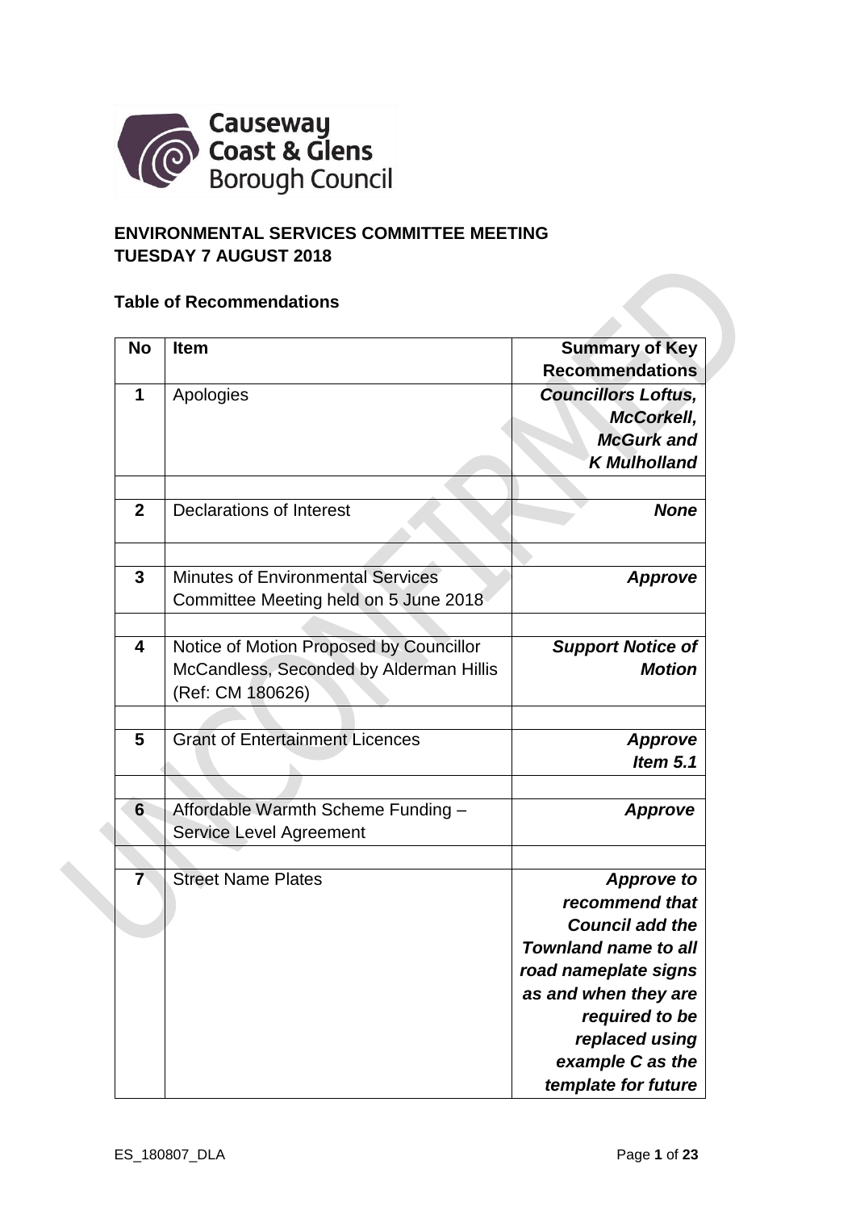**ENVIRONMENTAL SERVICES COMMITTEE MEETING**
**TUESDAY 7 AUGUST 2018**

**Table of Recommendations**

| No | Item | Summary of Key Recommendations |
|---|---|---|
| 1 | Apologies | ***Councillors Loftus, McCorkell, McGurk and K Mulholland*** |
| | | |
| 2 | Declarations of Interest | ***None*** |
| | | |
| 3 | Minutes of Environmental Services Committee Meeting held on 5 June 2018 | ***Approve*** |
| | | |
| 4 | Notice of Motion Proposed by Councillor McCandless, Seconded by Alderman Hillis (Ref: CM 180626) | ***Support Notice of Motion*** |
| | | |
| 5 | Grant of Entertainment Licences | ***Approve Item 5.1*** |
| | | |
| 6 | Affordable Warmth Scheme Funding – Service Level Agreement | ***Approve*** |
| | | |
| 7 | Street Name Plates | ***Approve to recommend that Council add the Townland name to all road nameplate signs as and when they are required to be replaced using example C as the template for future*** |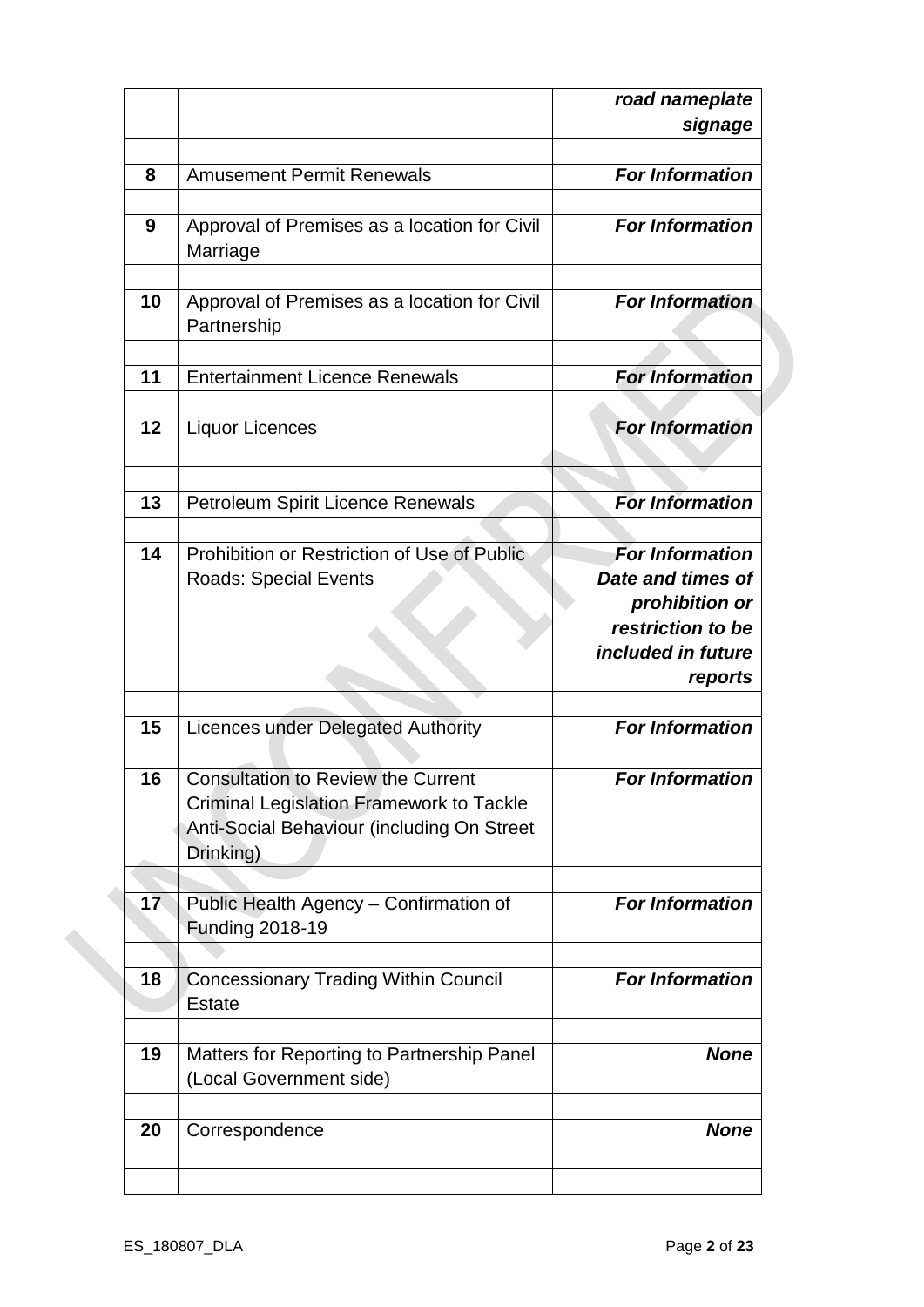| | | |
|---|---|---|
| | | ***road nameplate signage*** |
| | | |
| **8** | Amusement Permit Renewals | ***For Information*** |
| | | |
| **9** | Approval of Premises as a location for Civil Marriage | ***For Information*** |
| | | |
| **10** | Approval of Premises as a location for Civil Partnership | ***For Information*** |
| | | |
| **11** | Entertainment Licence Renewals | ***For Information*** |
| | | |
| **12** | Liquor Licences | ***For Information*** |
| | | |
| **13** | Petroleum Spirit Licence Renewals | ***For Information*** |
| | | |
| **14** | Prohibition or Restriction of Use of Public Roads: Special Events | ***For Information Date and times of prohibition or restriction to be included in future reports*** |
| | | |
| **15** | Licences under Delegated Authority | ***For Information*** |
| | | |
| **16** | Consultation to Review the Current Criminal Legislation Framework to Tackle Anti-Social Behaviour (including On Street Drinking) | ***For Information*** |
| | | |
| **17** | Public Health Agency – Confirmation of Funding 2018-19 | ***For Information*** |
| | | |
| **18** | Concessionary Trading Within Council Estate | ***For Information*** |
| | | |
| **19** | Matters for Reporting to Partnership Panel (Local Government side) | ***None*** |
| | | |
| **20** | Correspondence | ***None*** |
| | | |

ES_180807_DLA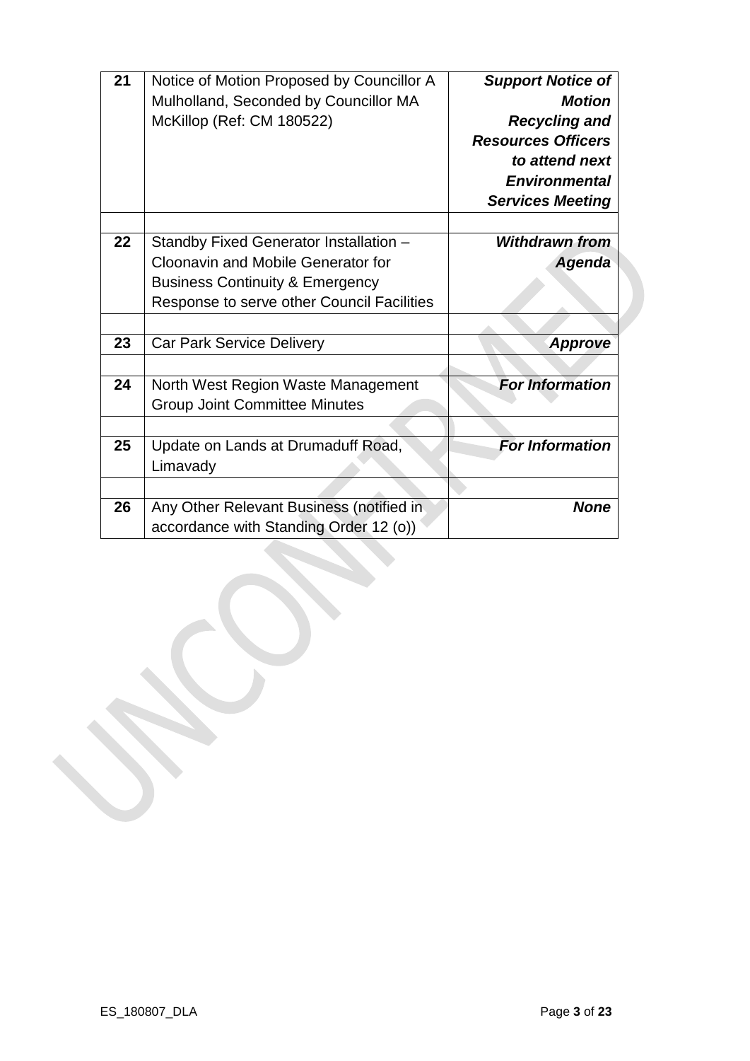| | | |
|---|---|---|
| **21** | Notice of Motion Proposed by Councillor A Mulholland, Seconded by Councillor MA McKillop (Ref: CM 180522) | ***Support Notice of Motion Recycling and Resources Officers to attend next Environmental Services Meeting*** |
| | | |
| **22** | Standby Fixed Generator Installation – Cloonavin and Mobile Generator for Business Continuity & Emergency Response to serve other Council Facilities | ***Withdrawn from Agenda*** |
| | | |
| **23** | Car Park Service Delivery | ***Approve*** |
| | | |
| **24** | North West Region Waste Management Group Joint Committee Minutes | ***For Information*** |
| | | |
| **25** | Update on Lands at Drumaduff Road, Limavady | ***For Information*** |
| | | |
| **26** | Any Other Relevant Business (notified in accordance with Standing Order 12 (o)) | ***None*** |

UNCONFIRMED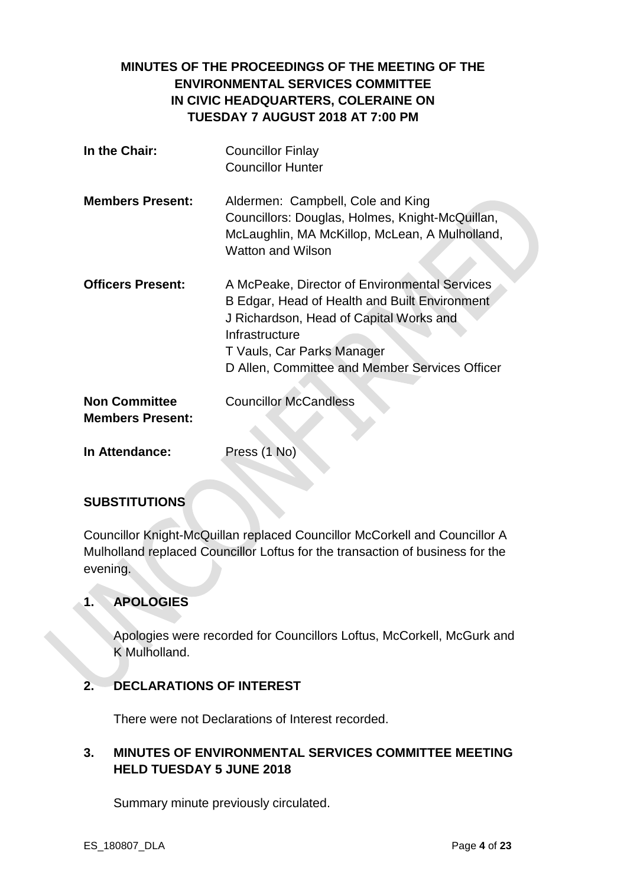**MINUTES OF THE PROCEEDINGS OF THE MEETING OF THE ENVIRONMENTAL SERVICES COMMITTEE IN CIVIC HEADQUARTERS, COLERAINE ON TUESDAY 7 AUGUST 2018 AT 7:00 PM**

| | |
|---|---|
| **In the Chair:** | Councillor Finlay<br>Councillor Hunter |
| **Members Present:** | Aldermen: Campbell, Cole and King<br>Councillors: Douglas, Holmes, Knight-McQuillan, McLaughlin, MA McKillop, McLean, A Mulholland, Watton and Wilson |
| **Officers Present:** | A McPeake, Director of Environmental Services<br>B Edgar, Head of Health and Built Environment<br>J Richardson, Head of Capital Works and Infrastructure<br>T Vauls, Car Parks Manager<br>D Allen, Committee and Member Services Officer |
| **Non Committee Members Present:** | Councillor McCandless |
| **In Attendance:** | Press (1 No) |

**SUBSTITUTIONS**

Councillor Knight-McQuillan replaced Councillor McCorkell and Councillor A Mulholland replaced Councillor Loftus for the transaction of business for the evening.

**1. APOLOGIES**

Apologies were recorded for Councillors Loftus, McCorkell, McGurk and K Mulholland.

**2. DECLARATIONS OF INTEREST**

There were not Declarations of Interest recorded.

**3. MINUTES OF ENVIRONMENTAL SERVICES COMMITTEE MEETING HELD TUESDAY 5 JUNE 2018**

Summary minute previously circulated.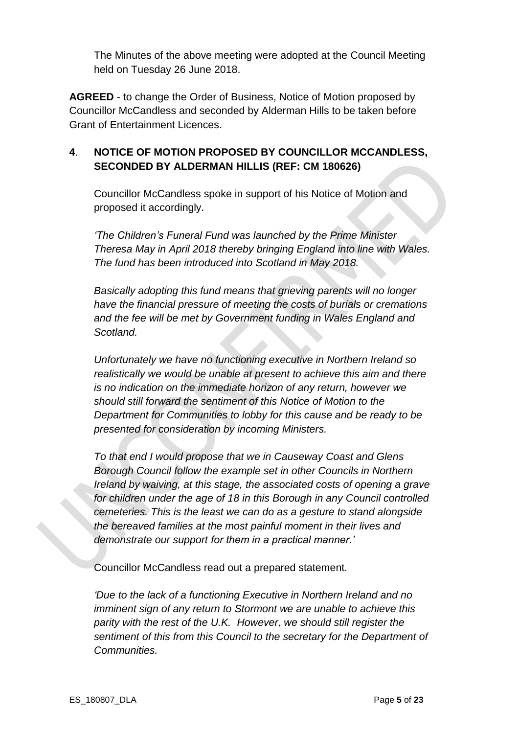The Minutes of the above meeting were adopted at the Council Meeting held on Tuesday 26 June 2018.

**AGREED** - to change the Order of Business, Notice of Motion proposed by Councillor McCandless and seconded by Alderman Hills to be taken before Grant of Entertainment Licences.

## 4. NOTICE OF MOTION PROPOSED BY COUNCILLOR MCCANDLESS, SECONDED BY ALDERMAN HILLIS (REF: CM 180626)

Councillor McCandless spoke in support of his Notice of Motion and proposed it accordingly.

*'The Children's Funeral Fund was launched by the Prime Minister Theresa May in April 2018 thereby bringing England into line with Wales. The fund has been introduced into Scotland in May 2018.*

*Basically adopting this fund means that grieving parents will no longer have the financial pressure of meeting the costs of burials or cremations and the fee will be met by Government funding in Wales England and Scotland.*

*Unfortunately we have no functioning executive in Northern Ireland so realistically we would be unable at present to achieve this aim and there is no indication on the immediate horizon of any return, however we should still forward the sentiment of this Notice of Motion to the Department for Communities to lobby for this cause and be ready to be presented for consideration by incoming Ministers.*

*To that end I would propose that we in Causeway Coast and Glens Borough Council follow the example set in other Councils in Northern Ireland by waiving, at this stage, the associated costs of opening a grave for children under the age of 18 in this Borough in any Council controlled cemeteries. This is the least we can do as a gesture to stand alongside the bereaved families at the most painful moment in their lives and demonstrate our support for them in a practical manner.'*

Councillor McCandless read out a prepared statement.

*'Due to the lack of a functioning Executive in Northern Ireland and no imminent sign of any return to Stormont we are unable to achieve this parity with the rest of the U.K. However, we should still register the sentiment of this from this Council to the secretary for the Department of Communities.*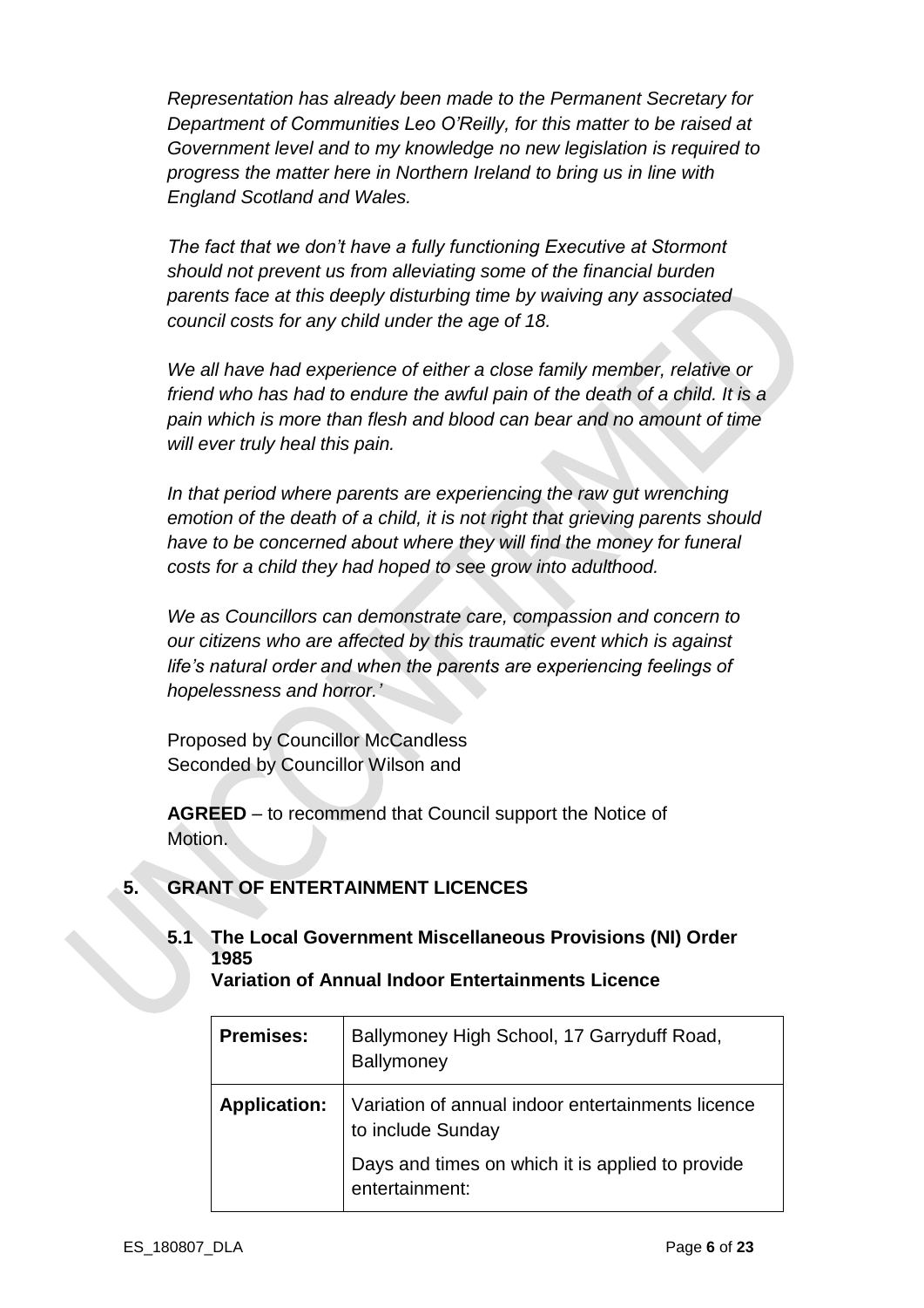*Representation has already been made to the Permanent Secretary for Department of Communities Leo O'Reilly, for this matter to be raised at Government level and to my knowledge no new legislation is required to progress the matter here in Northern Ireland to bring us in line with England Scotland and Wales.*

*The fact that we don't have a fully functioning Executive at Stormont should not prevent us from alleviating some of the financial burden parents face at this deeply disturbing time by waiving any associated council costs for any child under the age of 18.*

*We all have had experience of either a close family member, relative or friend who has had to endure the awful pain of the death of a child. It is a pain which is more than flesh and blood can bear and no amount of time will ever truly heal this pain.*

*In that period where parents are experiencing the raw gut wrenching emotion of the death of a child, it is not right that grieving parents should have to be concerned about where they will find the money for funeral costs for a child they had hoped to see grow into adulthood.*

*We as Councillors can demonstrate care, compassion and concern to our citizens who are affected by this traumatic event which is against life's natural order and when the parents are experiencing feelings of hopelessness and horror.'*

Proposed by Councillor McCandless
Seconded by Councillor Wilson and

**AGREED** – to recommend that Council support the Notice of Motion.

## 5. GRANT OF ENTERTAINMENT LICENCES

### 5.1 The Local Government Miscellaneous Provisions (NI) Order 1985
**Variation of Annual Indoor Entertainments Licence**

| **Premises:** | Ballymoney High School, 17 Garryduff Road, Ballymoney |
|---|---|
| **Application:** | Variation of annual indoor entertainments licence to include Sunday<br><br>Days and times on which it is applied to provide entertainment: |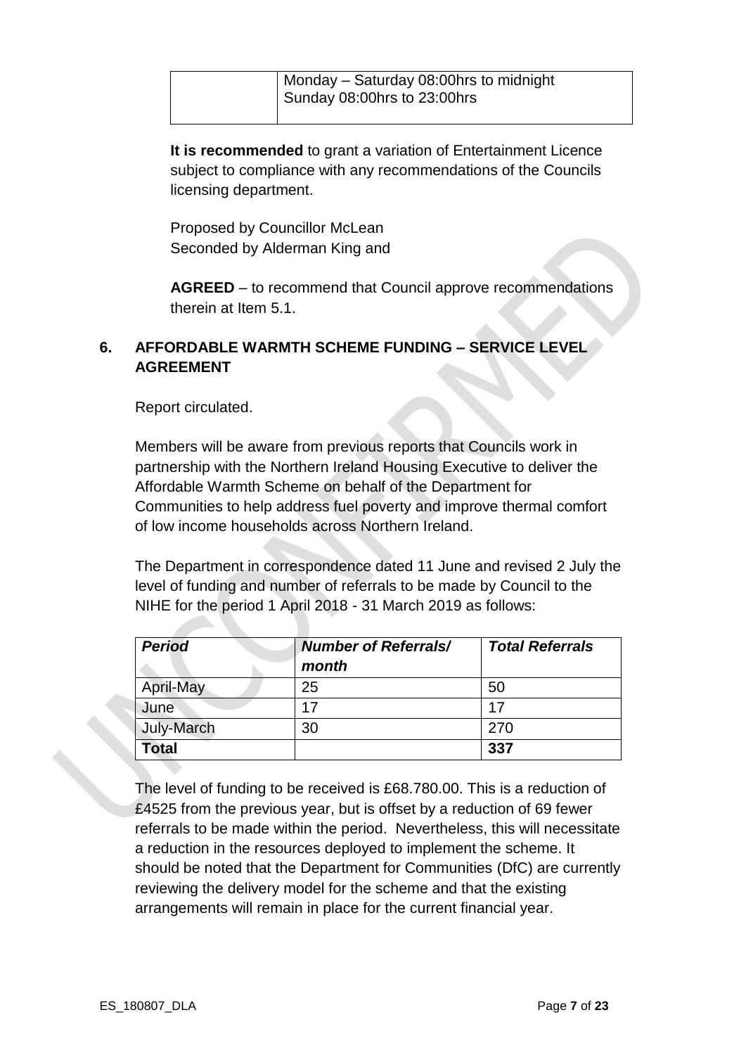| | |
|---|---|
| | Monday – Saturday 08:00hrs to midnight<br>Sunday 08:00hrs to 23:00hrs |

**It is recommended** to grant a variation of Entertainment Licence subject to compliance with any recommendations of the Councils licensing department.

Proposed by Councillor McLean
Seconded by Alderman King and

**AGREED** – to recommend that Council approve recommendations therein at Item 5.1.

## 6. AFFORDABLE WARMTH SCHEME FUNDING – SERVICE LEVEL AGREEMENT

Report circulated.

Members will be aware from previous reports that Councils work in partnership with the Northern Ireland Housing Executive to deliver the Affordable Warmth Scheme on behalf of the Department for Communities to help address fuel poverty and improve thermal comfort of low income households across Northern Ireland.

The Department in correspondence dated 11 June and revised 2 July the level of funding and number of referrals to be made by Council to the NIHE for the period 1 April 2018 - 31 March 2019 as follows:

| *Period* | *Number of Referrals/ month* | *Total Referrals* |
|---|---|---|
| April-May | 25 | 50 |
| June | 17 | 17 |
| July-March | 30 | 270 |
| **Total** | | **337** |

The level of funding to be received is £68.780.00. This is a reduction of £4525 from the previous year, but is offset by a reduction of 69 fewer referrals to be made within the period. Nevertheless, this will necessitate a reduction in the resources deployed to implement the scheme. It should be noted that the Department for Communities (DfC) are currently reviewing the delivery model for the scheme and that the existing arrangements will remain in place for the current financial year.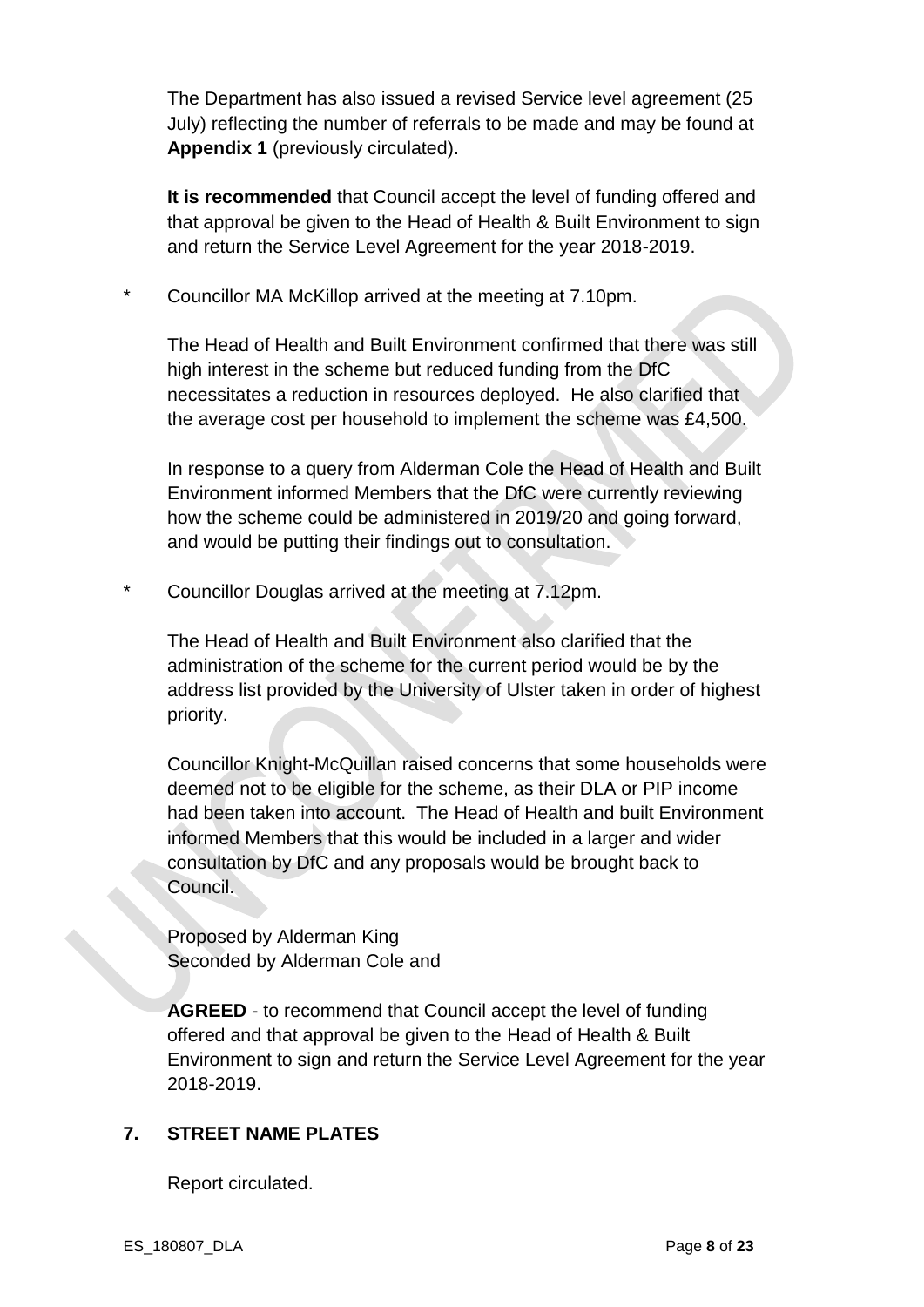The Department has also issued a revised Service level agreement (25 July) reflecting the number of referrals to be made and may be found at **Appendix 1** (previously circulated).

**It is recommended** that Council accept the level of funding offered and that approval be given to the Head of Health & Built Environment to sign and return the Service Level Agreement for the year 2018-2019.

\* Councillor MA McKillop arrived at the meeting at 7.10pm.

The Head of Health and Built Environment confirmed that there was still high interest in the scheme but reduced funding from the DfC necessitates a reduction in resources deployed. He also clarified that the average cost per household to implement the scheme was £4,500.

In response to a query from Alderman Cole the Head of Health and Built Environment informed Members that the DfC were currently reviewing how the scheme could be administered in 2019/20 and going forward, and would be putting their findings out to consultation.

\* Councillor Douglas arrived at the meeting at 7.12pm.

The Head of Health and Built Environment also clarified that the administration of the scheme for the current period would be by the address list provided by the University of Ulster taken in order of highest priority.

Councillor Knight-McQuillan raised concerns that some households were deemed not to be eligible for the scheme, as their DLA or PIP income had been taken into account. The Head of Health and built Environment informed Members that this would be included in a larger and wider consultation by DfC and any proposals would be brought back to Council.

Proposed by Alderman King
Seconded by Alderman Cole and

**AGREED** - to recommend that Council accept the level of funding offered and that approval be given to the Head of Health & Built Environment to sign and return the Service Level Agreement for the year 2018-2019.

## 7. STREET NAME PLATES

Report circulated.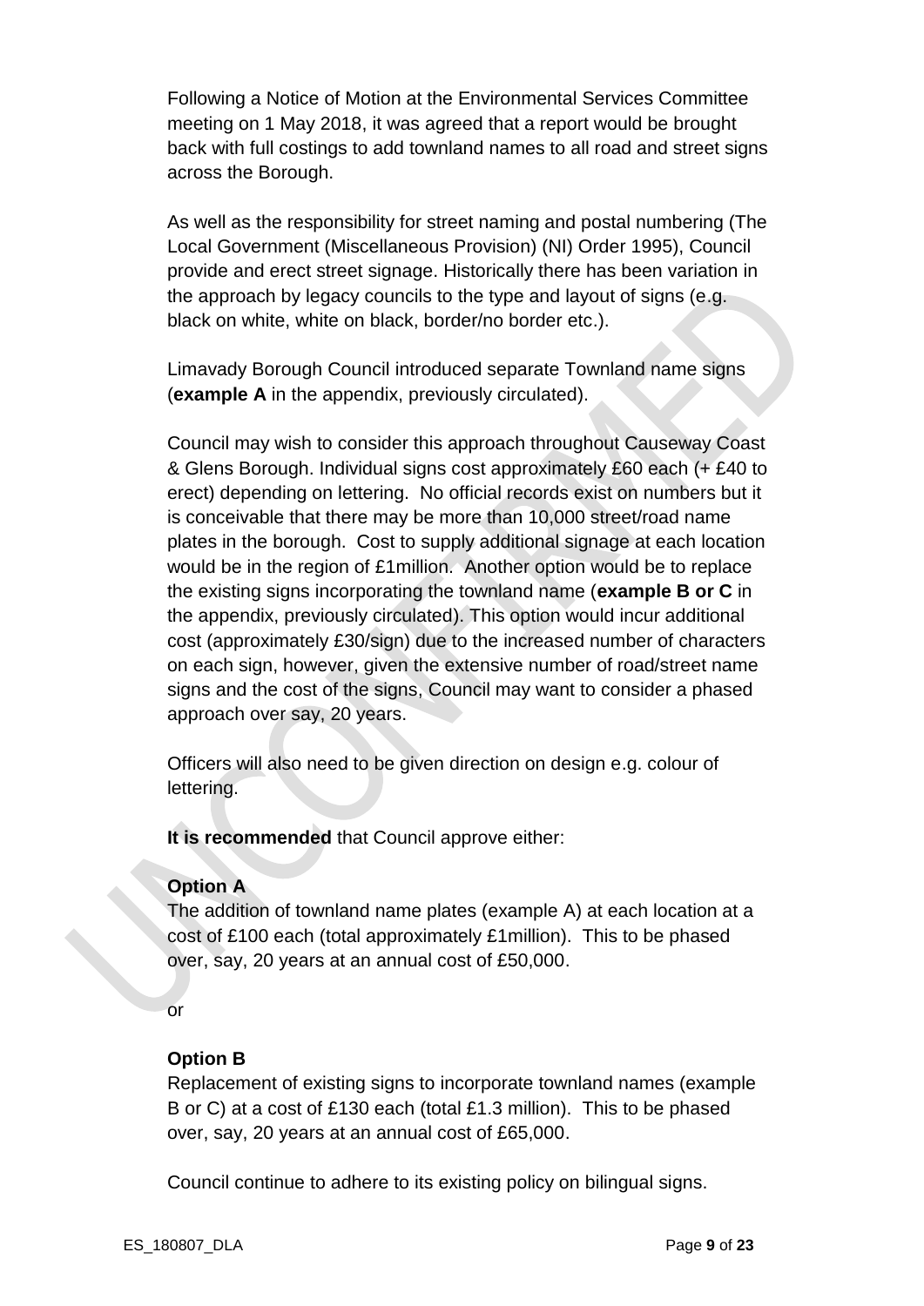Following a Notice of Motion at the Environmental Services Committee meeting on 1 May 2018, it was agreed that a report would be brought back with full costings to add townland names to all road and street signs across the Borough.

As well as the responsibility for street naming and postal numbering (The Local Government (Miscellaneous Provision) (NI) Order 1995), Council provide and erect street signage. Historically there has been variation in the approach by legacy councils to the type and layout of signs (e.g. black on white, white on black, border/no border etc.).

Limavady Borough Council introduced separate Townland name signs (**example A** in the appendix, previously circulated).

Council may wish to consider this approach throughout Causeway Coast & Glens Borough. Individual signs cost approximately £60 each (+ £40 to erect) depending on lettering. No official records exist on numbers but it is conceivable that there may be more than 10,000 street/road name plates in the borough. Cost to supply additional signage at each location would be in the region of £1million. Another option would be to replace the existing signs incorporating the townland name (**example B or C** in the appendix, previously circulated). This option would incur additional cost (approximately £30/sign) due to the increased number of characters on each sign, however, given the extensive number of road/street name signs and the cost of the signs, Council may want to consider a phased approach over say, 20 years.

Officers will also need to be given direction on design e.g. colour of lettering.

**It is recommended** that Council approve either:

**Option A**
The addition of townland name plates (example A) at each location at a cost of £100 each (total approximately £1million). This to be phased over, say, 20 years at an annual cost of £50,000.

or

**Option B**
Replacement of existing signs to incorporate townland names (example B or C) at a cost of £130 each (total £1.3 million). This to be phased over, say, 20 years at an annual cost of £65,000.

Council continue to adhere to its existing policy on bilingual signs.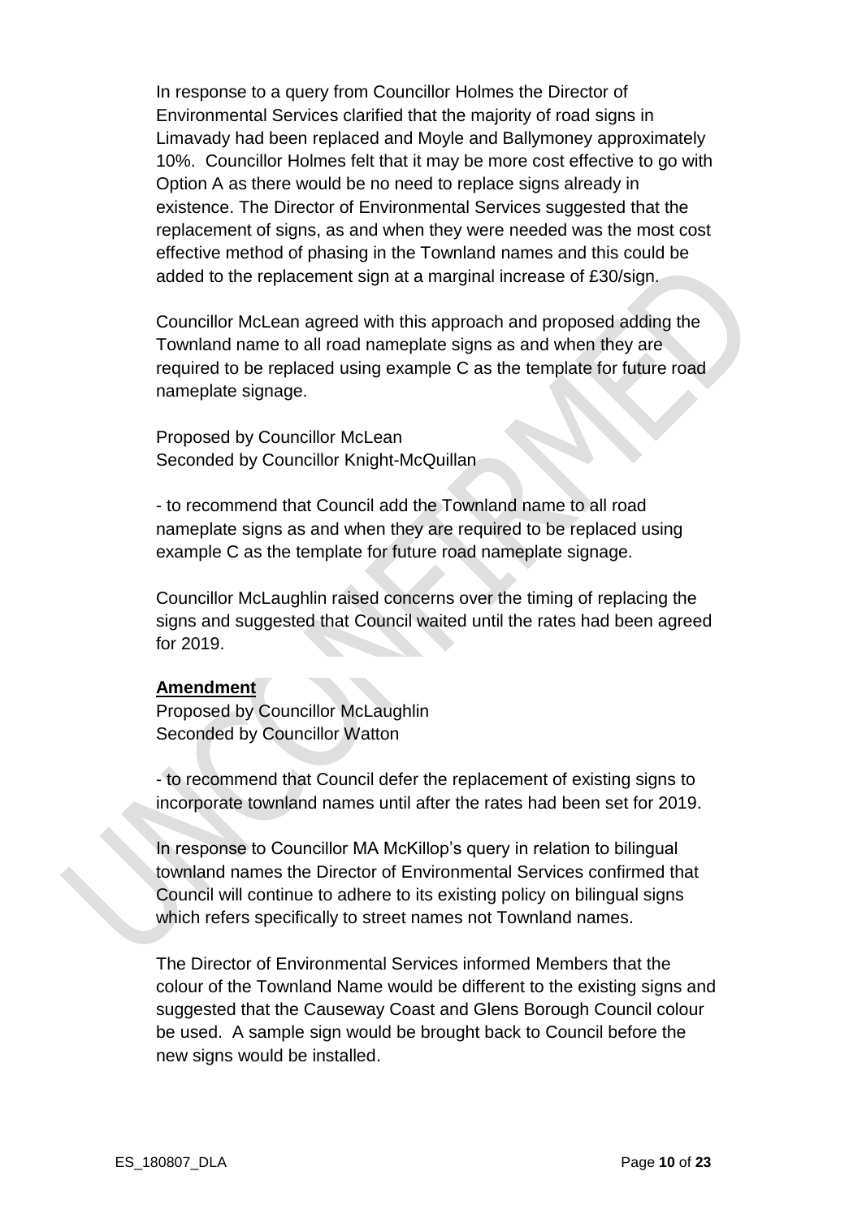In response to a query from Councillor Holmes the Director of Environmental Services clarified that the majority of road signs in Limavady had been replaced and Moyle and Ballymoney approximately 10%. Councillor Holmes felt that it may be more cost effective to go with Option A as there would be no need to replace signs already in existence. The Director of Environmental Services suggested that the replacement of signs, as and when they were needed was the most cost effective method of phasing in the Townland names and this could be added to the replacement sign at a marginal increase of £30/sign.

Councillor McLean agreed with this approach and proposed adding the Townland name to all road nameplate signs as and when they are required to be replaced using example C as the template for future road nameplate signage.

Proposed by Councillor McLean
Seconded by Councillor Knight-McQuillan

- to recommend that Council add the Townland name to all road nameplate signs as and when they are required to be replaced using example C as the template for future road nameplate signage.

Councillor McLaughlin raised concerns over the timing of replacing the signs and suggested that Council waited until the rates had been agreed for 2019.

**Amendment**
Proposed by Councillor McLaughlin
Seconded by Councillor Watton

- to recommend that Council defer the replacement of existing signs to incorporate townland names until after the rates had been set for 2019.

In response to Councillor MA McKillop's query in relation to bilingual townland names the Director of Environmental Services confirmed that Council will continue to adhere to its existing policy on bilingual signs which refers specifically to street names not Townland names.

The Director of Environmental Services informed Members that the colour of the Townland Name would be different to the existing signs and suggested that the Causeway Coast and Glens Borough Council colour be used. A sample sign would be brought back to Council before the new signs would be installed.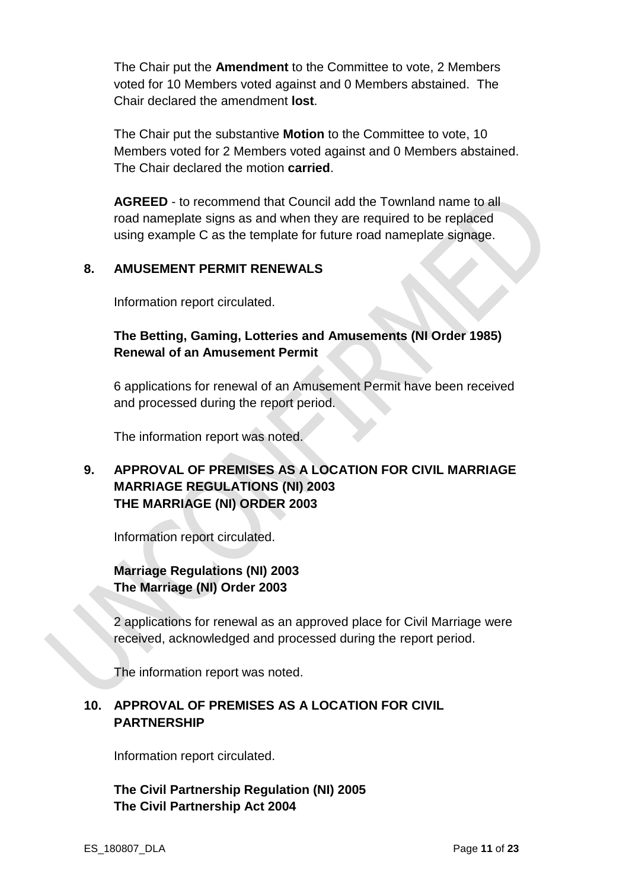The Chair put the **Amendment** to the Committee to vote, 2 Members voted for 10 Members voted against and 0 Members abstained. The Chair declared the amendment **lost**.

The Chair put the substantive **Motion** to the Committee to vote, 10 Members voted for 2 Members voted against and 0 Members abstained. The Chair declared the motion **carried**.

**AGREED** - to recommend that Council add the Townland name to all road nameplate signs as and when they are required to be replaced using example C as the template for future road nameplate signage.

## 8. AMUSEMENT PERMIT RENEWALS

Information report circulated.

**The Betting, Gaming, Lotteries and Amusements (NI Order 1985) Renewal of an Amusement Permit**

6 applications for renewal of an Amusement Permit have been received and processed during the report period.

The information report was noted.

## 9. APPROVAL OF PREMISES AS A LOCATION FOR CIVIL MARRIAGE MARRIAGE REGULATIONS (NI) 2003 THE MARRIAGE (NI) ORDER 2003

Information report circulated.

**Marriage Regulations (NI) 2003**
**The Marriage (NI) Order 2003**

2 applications for renewal as an approved place for Civil Marriage were received, acknowledged and processed during the report period.

The information report was noted.

## 10. APPROVAL OF PREMISES AS A LOCATION FOR CIVIL PARTNERSHIP

Information report circulated.

**The Civil Partnership Regulation (NI) 2005**
**The Civil Partnership Act 2004**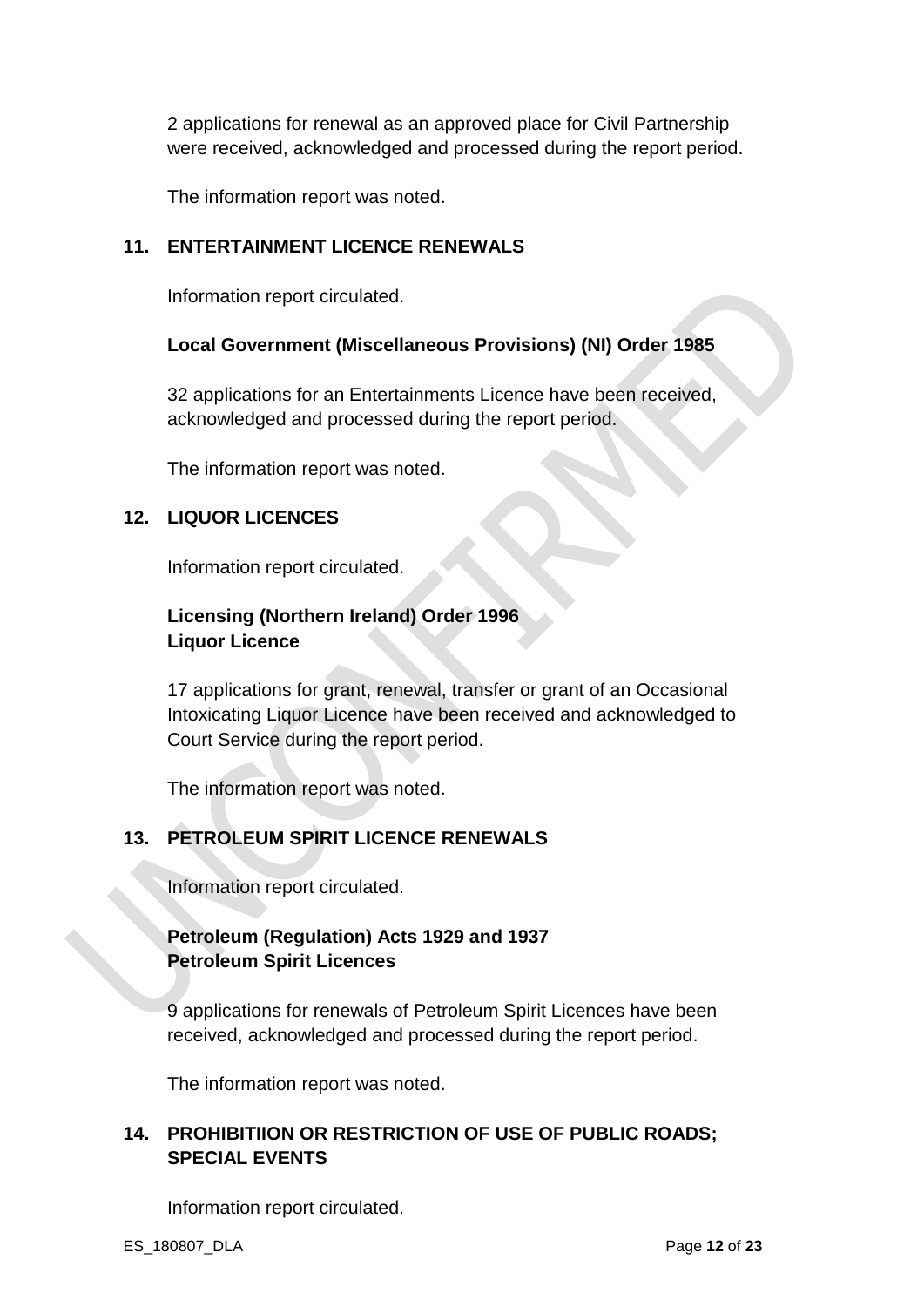2 applications for renewal as an approved place for Civil Partnership were received, acknowledged and processed during the report period.

The information report was noted.

## 11. ENTERTAINMENT LICENCE RENEWALS

Information report circulated.

**Local Government (Miscellaneous Provisions) (NI) Order 1985**

32 applications for an Entertainments Licence have been received, acknowledged and processed during the report period.

The information report was noted.

## 12. LIQUOR LICENCES

Information report circulated.

**Licensing (Northern Ireland) Order 1996**
**Liquor Licence**

17 applications for grant, renewal, transfer or grant of an Occasional Intoxicating Liquor Licence have been received and acknowledged to Court Service during the report period.

The information report was noted.

## 13. PETROLEUM SPIRIT LICENCE RENEWALS

Information report circulated.

**Petroleum (Regulation) Acts 1929 and 1937**
**Petroleum Spirit Licences**

9 applications for renewals of Petroleum Spirit Licences have been received, acknowledged and processed during the report period.

The information report was noted.

## 14. PROHIBITIION OR RESTRICTION OF USE OF PUBLIC ROADS; SPECIAL EVENTS

Information report circulated.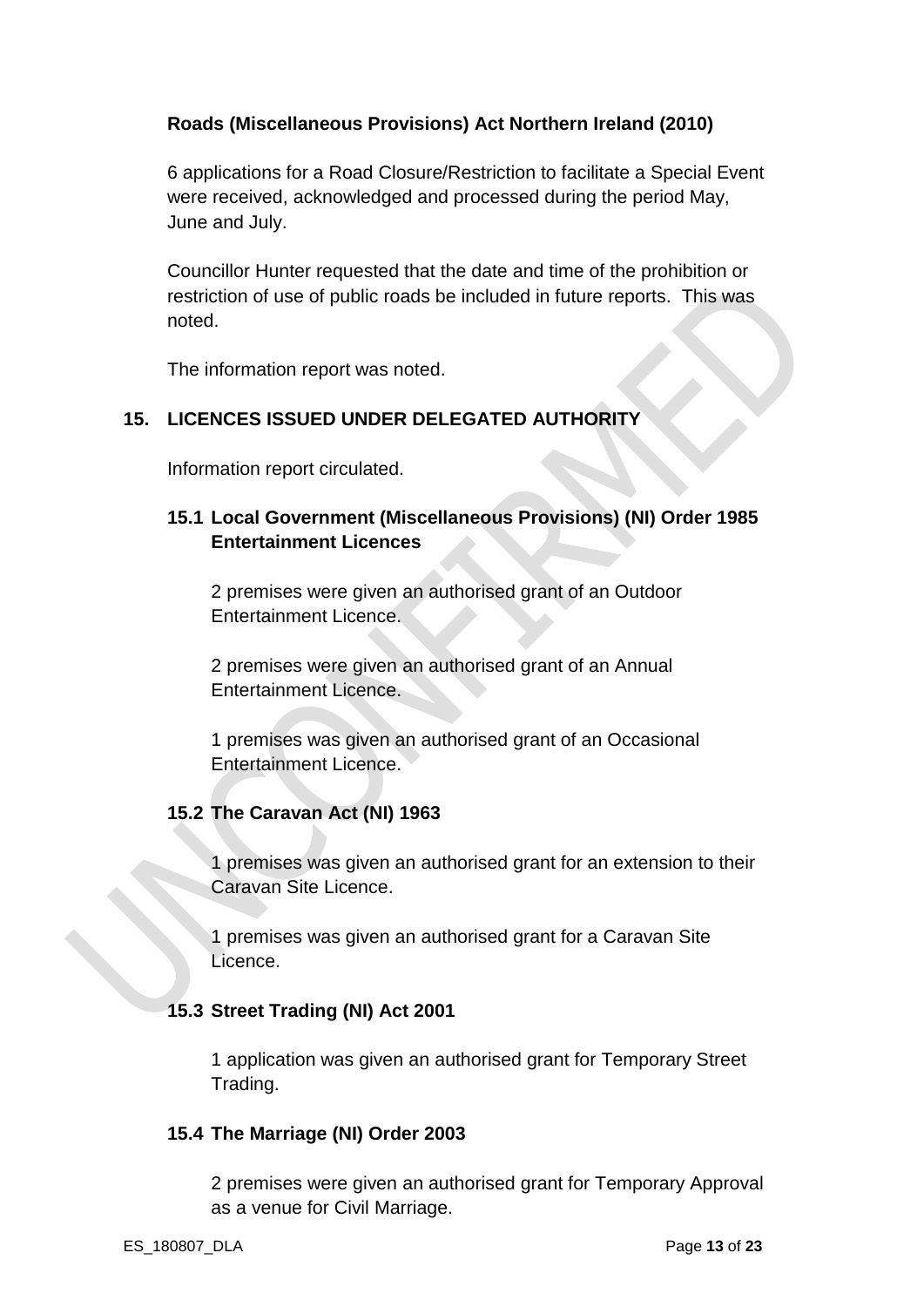**Roads (Miscellaneous Provisions) Act Northern Ireland (2010)**

6 applications for a Road Closure/Restriction to facilitate a Special Event were received, acknowledged and processed during the period May, June and July.

Councillor Hunter requested that the date and time of the prohibition or restriction of use of public roads be included in future reports. This was noted.

The information report was noted.

## 15. LICENCES ISSUED UNDER DELEGATED AUTHORITY

Information report circulated.

### 15.1 Local Government (Miscellaneous Provisions) (NI) Order 1985 Entertainment Licences

2 premises were given an authorised grant of an Outdoor Entertainment Licence.

2 premises were given an authorised grant of an Annual Entertainment Licence.

1 premises was given an authorised grant of an Occasional Entertainment Licence.

### 15.2 The Caravan Act (NI) 1963

1 premises was given an authorised grant for an extension to their Caravan Site Licence.

1 premises was given an authorised grant for a Caravan Site Licence.

### 15.3 Street Trading (NI) Act 2001

1 application was given an authorised grant for Temporary Street Trading.

### 15.4 The Marriage (NI) Order 2003

2 premises were given an authorised grant for Temporary Approval as a venue for Civil Marriage.

ES_180807_DLA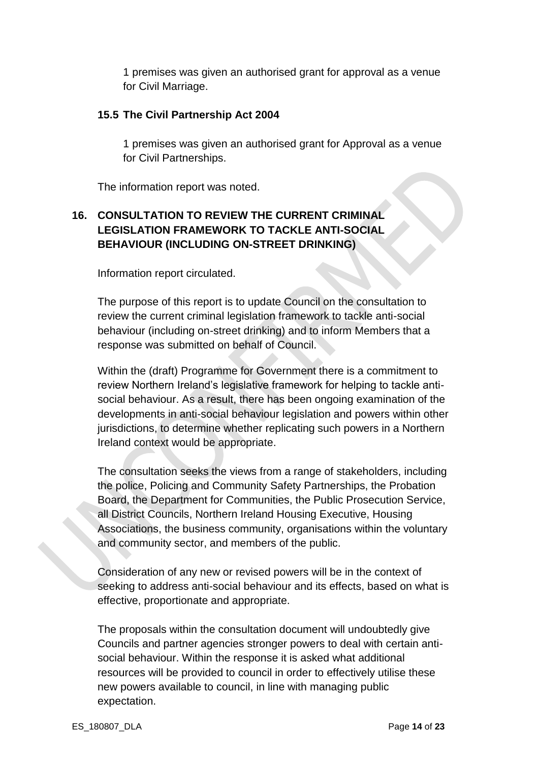1 premises was given an authorised grant for approval as a venue for Civil Marriage.

### 15.5 The Civil Partnership Act 2004

1 premises was given an authorised grant for Approval as a venue for Civil Partnerships.

The information report was noted.

## 16. CONSULTATION TO REVIEW THE CURRENT CRIMINAL LEGISLATION FRAMEWORK TO TACKLE ANTI-SOCIAL BEHAVIOUR (INCLUDING ON-STREET DRINKING)

Information report circulated.

The purpose of this report is to update Council on the consultation to review the current criminal legislation framework to tackle anti-social behaviour (including on-street drinking) and to inform Members that a response was submitted on behalf of Council.

Within the (draft) Programme for Government there is a commitment to review Northern Ireland's legislative framework for helping to tackle anti-social behaviour. As a result, there has been ongoing examination of the developments in anti-social behaviour legislation and powers within other jurisdictions, to determine whether replicating such powers in a Northern Ireland context would be appropriate.

The consultation seeks the views from a range of stakeholders, including the police, Policing and Community Safety Partnerships, the Probation Board, the Department for Communities, the Public Prosecution Service, all District Councils, Northern Ireland Housing Executive, Housing Associations, the business community, organisations within the voluntary and community sector, and members of the public.

Consideration of any new or revised powers will be in the context of seeking to address anti-social behaviour and its effects, based on what is effective, proportionate and appropriate.

The proposals within the consultation document will undoubtedly give Councils and partner agencies stronger powers to deal with certain anti-social behaviour. Within the response it is asked what additional resources will be provided to council in order to effectively utilise these new powers available to council, in line with managing public expectation.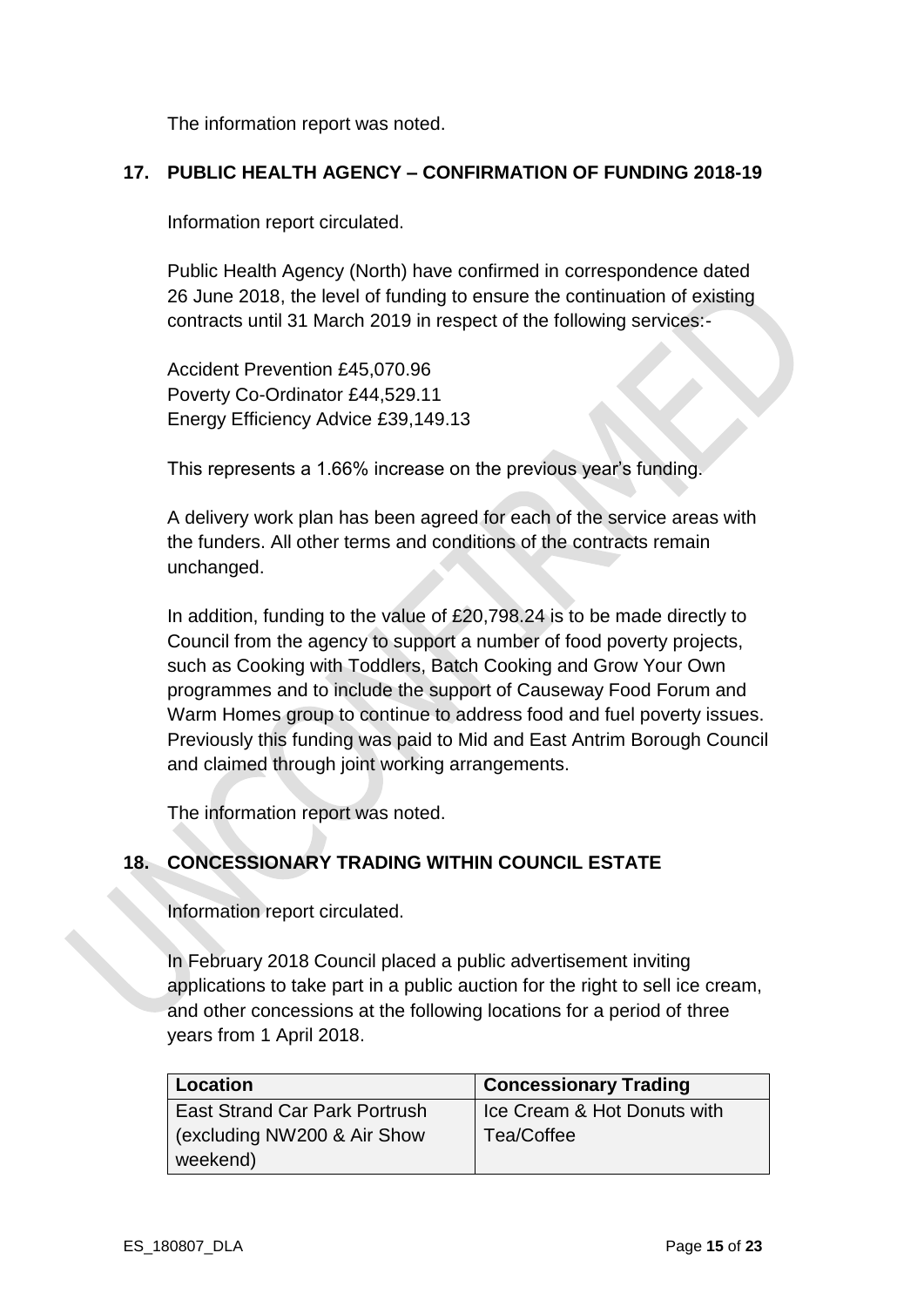The information report was noted.

## 17. PUBLIC HEALTH AGENCY – CONFIRMATION OF FUNDING 2018-19

Information report circulated.

Public Health Agency (North) have confirmed in correspondence dated 26 June 2018, the level of funding to ensure the continuation of existing contracts until 31 March 2019 in respect of the following services:-

Accident Prevention £45,070.96
Poverty Co-Ordinator £44,529.11
Energy Efficiency Advice £39,149.13

This represents a 1.66% increase on the previous year's funding.

A delivery work plan has been agreed for each of the service areas with the funders. All other terms and conditions of the contracts remain unchanged.

In addition, funding to the value of £20,798.24 is to be made directly to Council from the agency to support a number of food poverty projects, such as Cooking with Toddlers, Batch Cooking and Grow Your Own programmes and to include the support of Causeway Food Forum and Warm Homes group to continue to address food and fuel poverty issues. Previously this funding was paid to Mid and East Antrim Borough Council and claimed through joint working arrangements.

The information report was noted.

## 18. CONCESSIONARY TRADING WITHIN COUNCIL ESTATE

Information report circulated.

In February 2018 Council placed a public advertisement inviting applications to take part in a public auction for the right to sell ice cream, and other concessions at the following locations for a period of three years from 1 April 2018.

| Location | Concessionary Trading |
|---|---|
| East Strand Car Park Portrush (excluding NW200 & Air Show weekend) | Ice Cream & Hot Donuts with Tea/Coffee |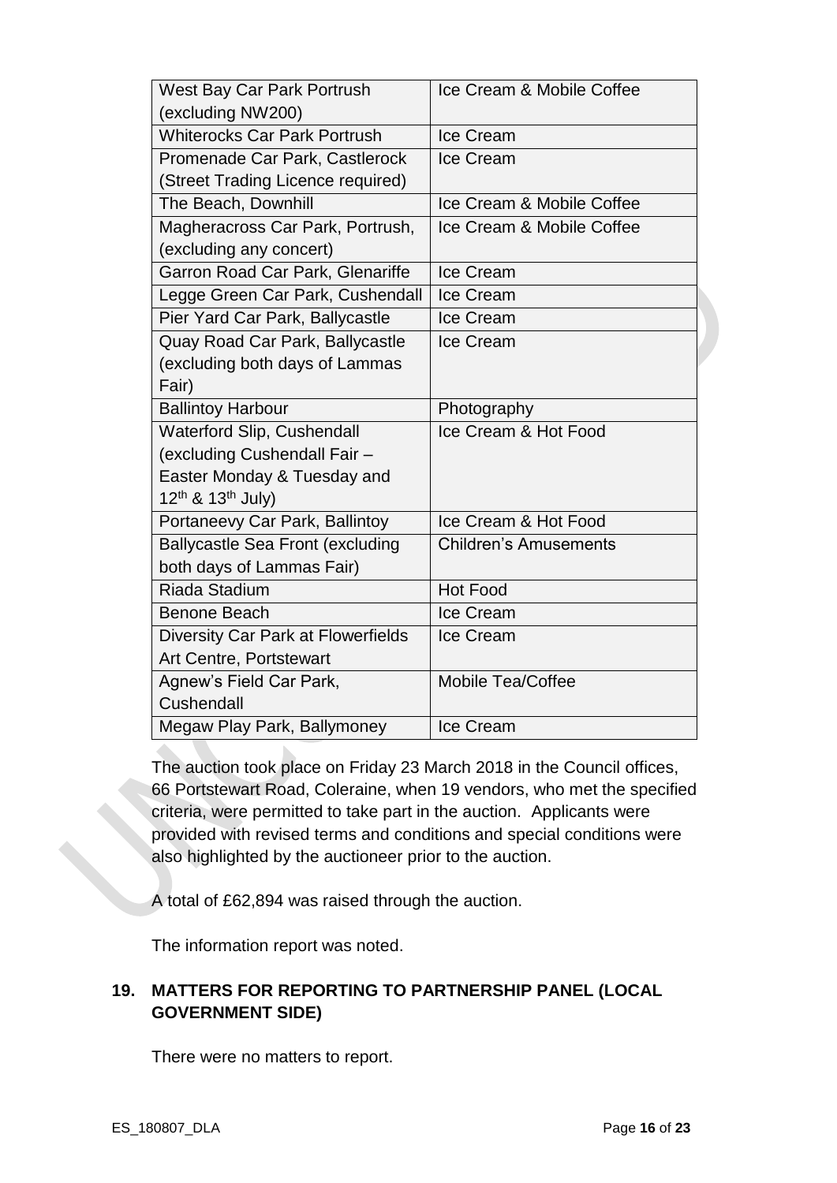| West Bay Car Park Portrush (excluding NW200) | Ice Cream & Mobile Coffee |
|---|---|
| Whiterocks Car Park Portrush | Ice Cream |
| Promenade Car Park, Castlerock (Street Trading Licence required) | Ice Cream |
| The Beach, Downhill | Ice Cream & Mobile Coffee |
| Magheracross Car Park, Portrush, (excluding any concert) | Ice Cream & Mobile Coffee |
| Garron Road Car Park, Glenariffe | Ice Cream |
| Legge Green Car Park, Cushendall | Ice Cream |
| Pier Yard Car Park, Ballycastle | Ice Cream |
| Quay Road Car Park, Ballycastle (excluding both days of Lammas Fair) | Ice Cream |
| Ballintoy Harbour | Photography |
| Waterford Slip, Cushendall (excluding Cushendall Fair – Easter Monday & Tuesday and 12th & 13th July) | Ice Cream & Hot Food |
| Portaneevy Car Park, Ballintoy | Ice Cream & Hot Food |
| Ballycastle Sea Front (excluding both days of Lammas Fair) | Children's Amusements |
| Riada Stadium | Hot Food |
| Benone Beach | Ice Cream |
| Diversity Car Park at Flowerfields Art Centre, Portstewart | Ice Cream |
| Agnew's Field Car Park, Cushendall | Mobile Tea/Coffee |
| Megaw Play Park, Ballymoney | Ice Cream |

The auction took place on Friday 23 March 2018 in the Council offices, 66 Portstewart Road, Coleraine, when 19 vendors, who met the specified criteria, were permitted to take part in the auction. Applicants were provided with revised terms and conditions and special conditions were also highlighted by the auctioneer prior to the auction.

A total of £62,894 was raised through the auction.

The information report was noted.

## 19. MATTERS FOR REPORTING TO PARTNERSHIP PANEL (LOCAL GOVERNMENT SIDE)

There were no matters to report.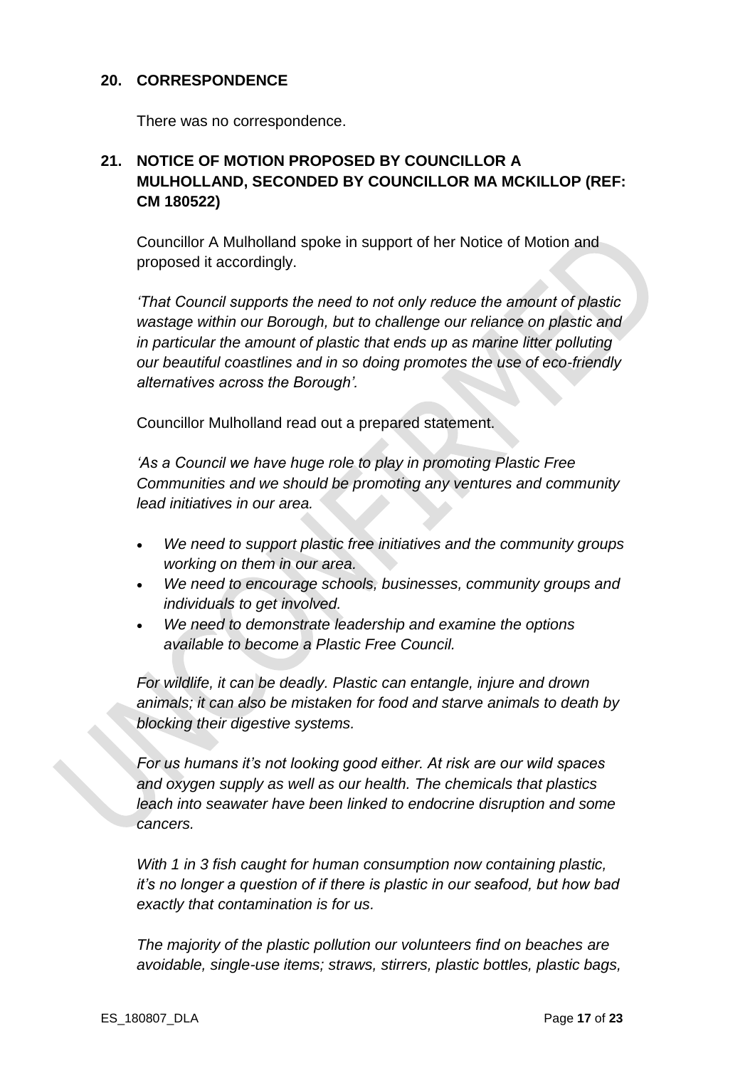## 20. CORRESPONDENCE

There was no correspondence.

## 21. NOTICE OF MOTION PROPOSED BY COUNCILLOR A MULHOLLAND, SECONDED BY COUNCILLOR MA MCKILLOP (REF: CM 180522)

Councillor A Mulholland spoke in support of her Notice of Motion and proposed it accordingly.

*'That Council supports the need to not only reduce the amount of plastic wastage within our Borough, but to challenge our reliance on plastic and in particular the amount of plastic that ends up as marine litter polluting our beautiful coastlines and in so doing promotes the use of eco-friendly alternatives across the Borough'.*

Councillor Mulholland read out a prepared statement.

*'As a Council we have huge role to play in promoting Plastic Free Communities and we should be promoting any ventures and community lead initiatives in our area.*

- *We need to support plastic free initiatives and the community groups working on them in our area.*
- *We need to encourage schools, businesses, community groups and individuals to get involved.*
- *We need to demonstrate leadership and examine the options available to become a Plastic Free Council.*

*For wildlife, it can be deadly. Plastic can entangle, injure and drown animals; it can also be mistaken for food and starve animals to death by blocking their digestive systems.*

*For us humans it's not looking good either. At risk are our wild spaces and oxygen supply as well as our health. The chemicals that plastics leach into seawater have been linked to endocrine disruption and some cancers.*

*With 1 in 3 fish caught for human consumption now containing plastic, it's no longer a question of if there is plastic in our seafood, but how bad exactly that contamination is for us.*

*The majority of the plastic pollution our volunteers find on beaches are avoidable, single-use items; straws, stirrers, plastic bottles, plastic bags,*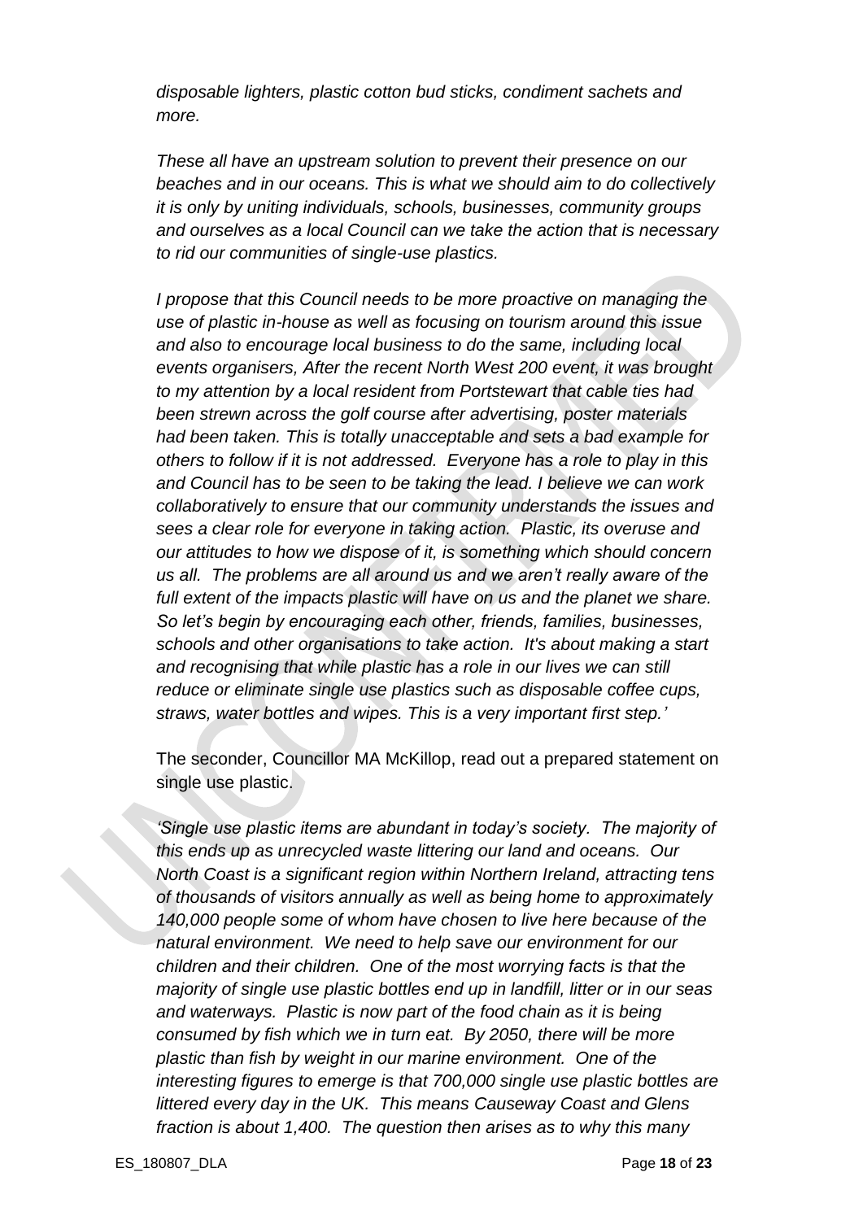*disposable lighters, plastic cotton bud sticks, condiment sachets and more.*

*These all have an upstream solution to prevent their presence on our beaches and in our oceans. This is what we should aim to do collectively it is only by uniting individuals, schools, businesses, community groups and ourselves as a local Council can we take the action that is necessary to rid our communities of single-use plastics.*

*I propose that this Council needs to be more proactive on managing the use of plastic in-house as well as focusing on tourism around this issue and also to encourage local business to do the same, including local events organisers, After the recent North West 200 event, it was brought to my attention by a local resident from Portstewart that cable ties had been strewn across the golf course after advertising, poster materials had been taken. This is totally unacceptable and sets a bad example for others to follow if it is not addressed. Everyone has a role to play in this and Council has to be seen to be taking the lead. I believe we can work collaboratively to ensure that our community understands the issues and sees a clear role for everyone in taking action. Plastic, its overuse and our attitudes to how we dispose of it, is something which should concern us all. The problems are all around us and we aren't really aware of the full extent of the impacts plastic will have on us and the planet we share. So let's begin by encouraging each other, friends, families, businesses, schools and other organisations to take action. It's about making a start and recognising that while plastic has a role in our lives we can still reduce or eliminate single use plastics such as disposable coffee cups, straws, water bottles and wipes. This is a very important first step.'*

The seconder, Councillor MA McKillop, read out a prepared statement on single use plastic.

*'Single use plastic items are abundant in today's society. The majority of this ends up as unrecycled waste littering our land and oceans. Our North Coast is a significant region within Northern Ireland, attracting tens of thousands of visitors annually as well as being home to approximately 140,000 people some of whom have chosen to live here because of the natural environment. We need to help save our environment for our children and their children. One of the most worrying facts is that the majority of single use plastic bottles end up in landfill, litter or in our seas and waterways. Plastic is now part of the food chain as it is being consumed by fish which we in turn eat. By 2050, there will be more plastic than fish by weight in our marine environment. One of the interesting figures to emerge is that 700,000 single use plastic bottles are littered every day in the UK. This means Causeway Coast and Glens fraction is about 1,400. The question then arises as to why this many*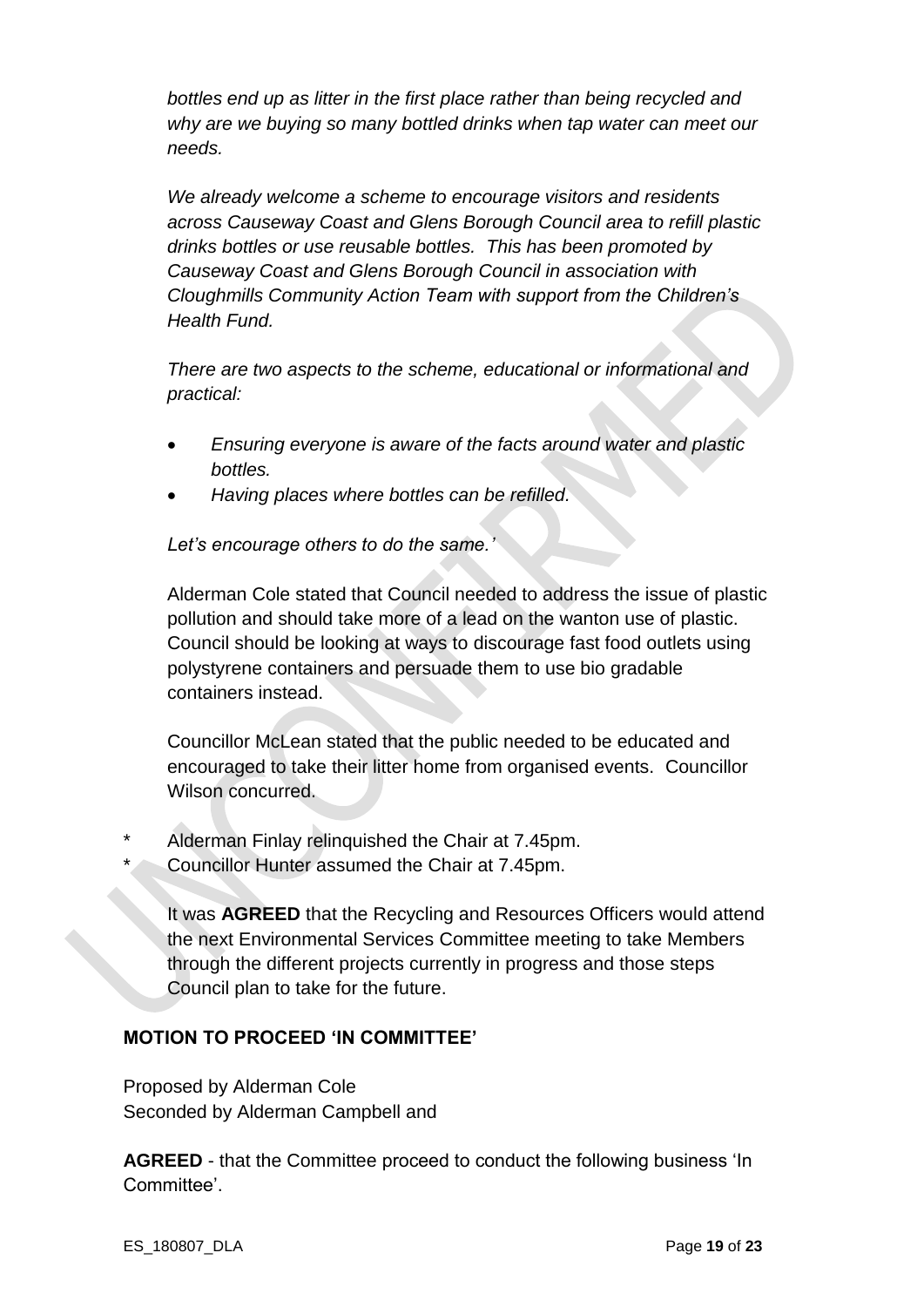*bottles end up as litter in the first place rather than being recycled and why are we buying so many bottled drinks when tap water can meet our needs.*

*We already welcome a scheme to encourage visitors and residents across Causeway Coast and Glens Borough Council area to refill plastic drinks bottles or use reusable bottles. This has been promoted by Causeway Coast and Glens Borough Council in association with Cloughmills Community Action Team with support from the Children's Health Fund.*

*There are two aspects to the scheme, educational or informational and practical:*

- *Ensuring everyone is aware of the facts around water and plastic bottles.*
- *Having places where bottles can be refilled.*

*Let's encourage others to do the same.'*

Alderman Cole stated that Council needed to address the issue of plastic pollution and should take more of a lead on the wanton use of plastic. Council should be looking at ways to discourage fast food outlets using polystyrene containers and persuade them to use bio gradable containers instead.

Councillor McLean stated that the public needed to be educated and encouraged to take their litter home from organised events. Councillor Wilson concurred.

\* Alderman Finlay relinquished the Chair at 7.45pm.
\* Councillor Hunter assumed the Chair at 7.45pm.

It was **AGREED** that the Recycling and Resources Officers would attend the next Environmental Services Committee meeting to take Members through the different projects currently in progress and those steps Council plan to take for the future.

**MOTION TO PROCEED 'IN COMMITTEE'**

Proposed by Alderman Cole
Seconded by Alderman Campbell and

**AGREED** - that the Committee proceed to conduct the following business 'In Committee'.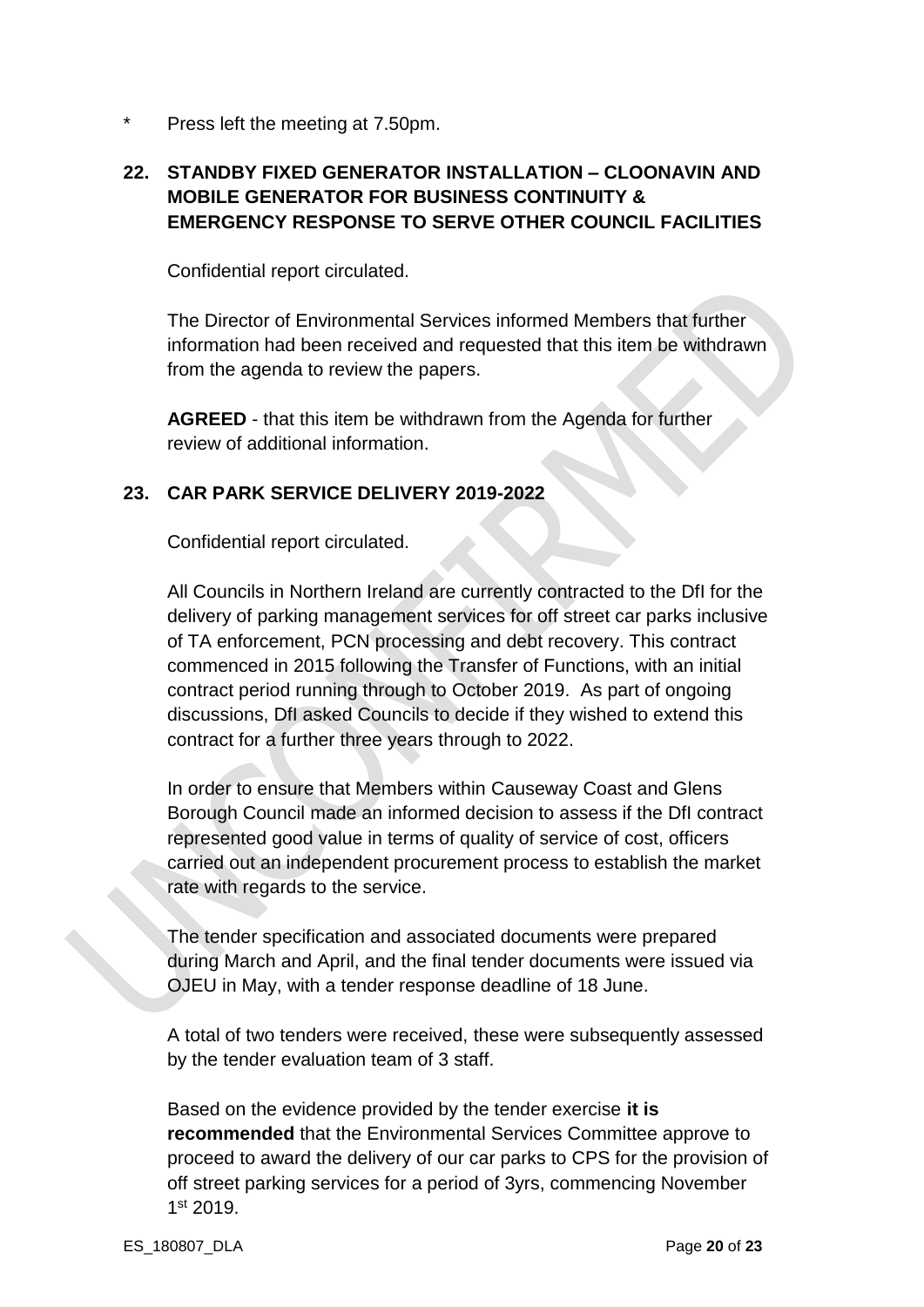\* Press left the meeting at 7.50pm.

## 22. STANDBY FIXED GENERATOR INSTALLATION – CLOONAVIN AND MOBILE GENERATOR FOR BUSINESS CONTINUITY & EMERGENCY RESPONSE TO SERVE OTHER COUNCIL FACILITIES

Confidential report circulated.

The Director of Environmental Services informed Members that further information had been received and requested that this item be withdrawn from the agenda to review the papers.

**AGREED** - that this item be withdrawn from the Agenda for further review of additional information.

## 23. CAR PARK SERVICE DELIVERY 2019-2022

Confidential report circulated.

All Councils in Northern Ireland are currently contracted to the DfI for the delivery of parking management services for off street car parks inclusive of TA enforcement, PCN processing and debt recovery. This contract commenced in 2015 following the Transfer of Functions, with an initial contract period running through to October 2019. As part of ongoing discussions, DfI asked Councils to decide if they wished to extend this contract for a further three years through to 2022.

In order to ensure that Members within Causeway Coast and Glens Borough Council made an informed decision to assess if the DfI contract represented good value in terms of quality of service of cost, officers carried out an independent procurement process to establish the market rate with regards to the service.

The tender specification and associated documents were prepared during March and April, and the final tender documents were issued via OJEU in May, with a tender response deadline of 18 June.

A total of two tenders were received, these were subsequently assessed by the tender evaluation team of 3 staff.

Based on the evidence provided by the tender exercise **it is recommended** that the Environmental Services Committee approve to proceed to award the delivery of our car parks to CPS for the provision of off street parking services for a period of 3yrs, commencing November 1st 2019.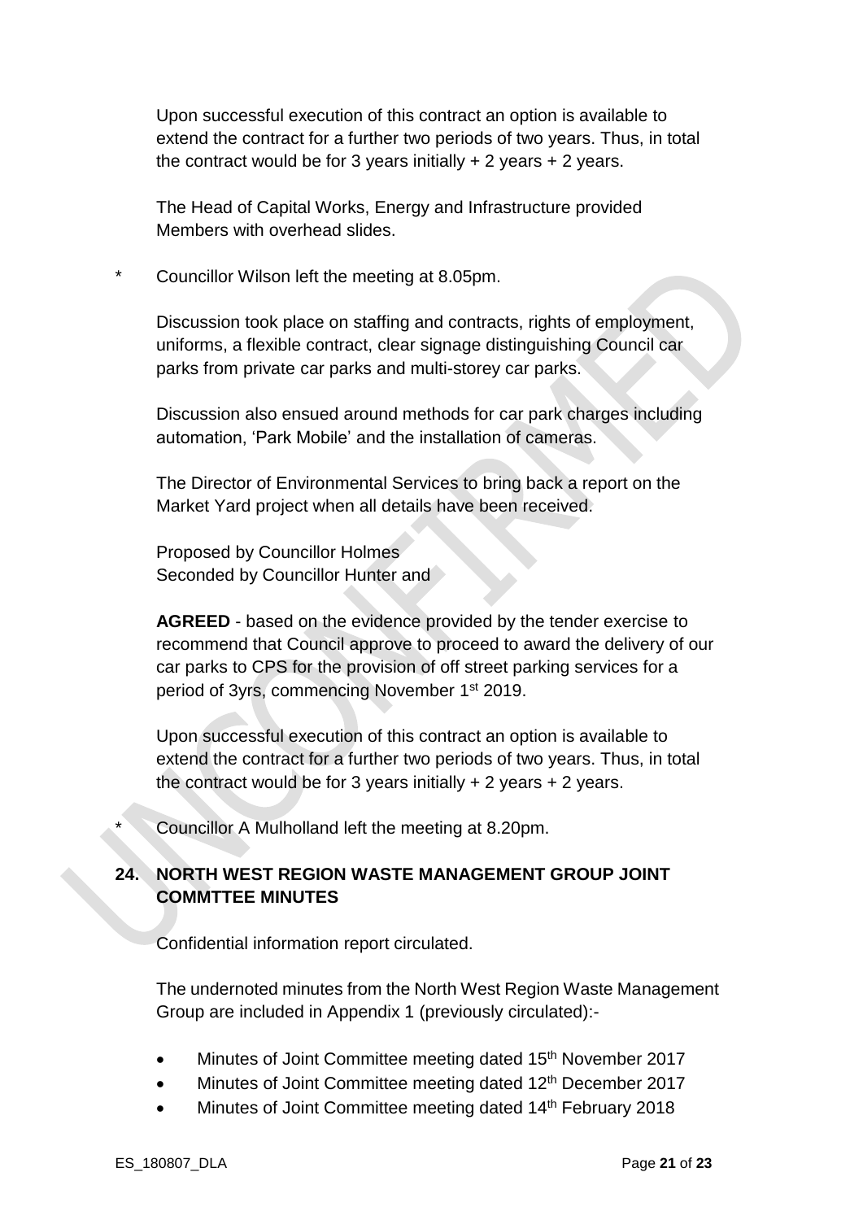Upon successful execution of this contract an option is available to extend the contract for a further two periods of two years. Thus, in total the contract would be for 3 years initially + 2 years + 2 years.

The Head of Capital Works, Energy and Infrastructure provided Members with overhead slides.

\* Councillor Wilson left the meeting at 8.05pm.

Discussion took place on staffing and contracts, rights of employment, uniforms, a flexible contract, clear signage distinguishing Council car parks from private car parks and multi-storey car parks.

Discussion also ensued around methods for car park charges including automation, 'Park Mobile' and the installation of cameras.

The Director of Environmental Services to bring back a report on the Market Yard project when all details have been received.

Proposed by Councillor Holmes
Seconded by Councillor Hunter and

**AGREED** - based on the evidence provided by the tender exercise to recommend that Council approve to proceed to award the delivery of our car parks to CPS for the provision of off street parking services for a period of 3yrs, commencing November 1st 2019.

Upon successful execution of this contract an option is available to extend the contract for a further two periods of two years. Thus, in total the contract would be for 3 years initially + 2 years + 2 years.

\* Councillor A Mulholland left the meeting at 8.20pm.

## 24. NORTH WEST REGION WASTE MANAGEMENT GROUP JOINT COMMTTEE MINUTES

Confidential information report circulated.

The undernoted minutes from the North West Region Waste Management Group are included in Appendix 1 (previously circulated):-

- Minutes of Joint Committee meeting dated 15th November 2017
- Minutes of Joint Committee meeting dated 12th December 2017
- Minutes of Joint Committee meeting dated 14th February 2018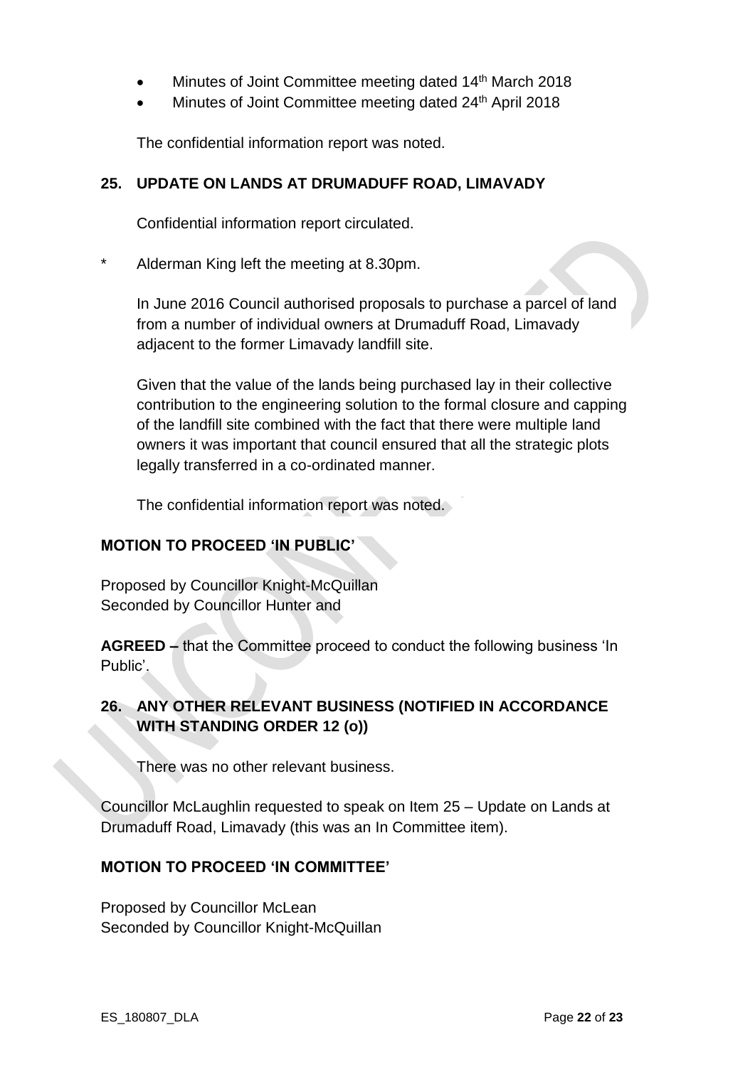- Minutes of Joint Committee meeting dated 14th March 2018
- Minutes of Joint Committee meeting dated 24th April 2018

The confidential information report was noted.

## 25. UPDATE ON LANDS AT DRUMADUFF ROAD, LIMAVADY

Confidential information report circulated.

\* Alderman King left the meeting at 8.30pm.

In June 2016 Council authorised proposals to purchase a parcel of land from a number of individual owners at Drumaduff Road, Limavady adjacent to the former Limavady landfill site.

Given that the value of the lands being purchased lay in their collective contribution to the engineering solution to the formal closure and capping of the landfill site combined with the fact that there were multiple land owners it was important that council ensured that all the strategic plots legally transferred in a co-ordinated manner.

The confidential information report was noted.

## MOTION TO PROCEED 'IN PUBLIC'

Proposed by Councillor Knight-McQuillan
Seconded by Councillor Hunter and

**AGREED –** that the Committee proceed to conduct the following business 'In Public'.

## 26. ANY OTHER RELEVANT BUSINESS (NOTIFIED IN ACCORDANCE WITH STANDING ORDER 12 (o))

There was no other relevant business.

Councillor McLaughlin requested to speak on Item 25 – Update on Lands at Drumaduff Road, Limavady (this was an In Committee item).

## MOTION TO PROCEED 'IN COMMITTEE'

Proposed by Councillor McLean
Seconded by Councillor Knight-McQuillan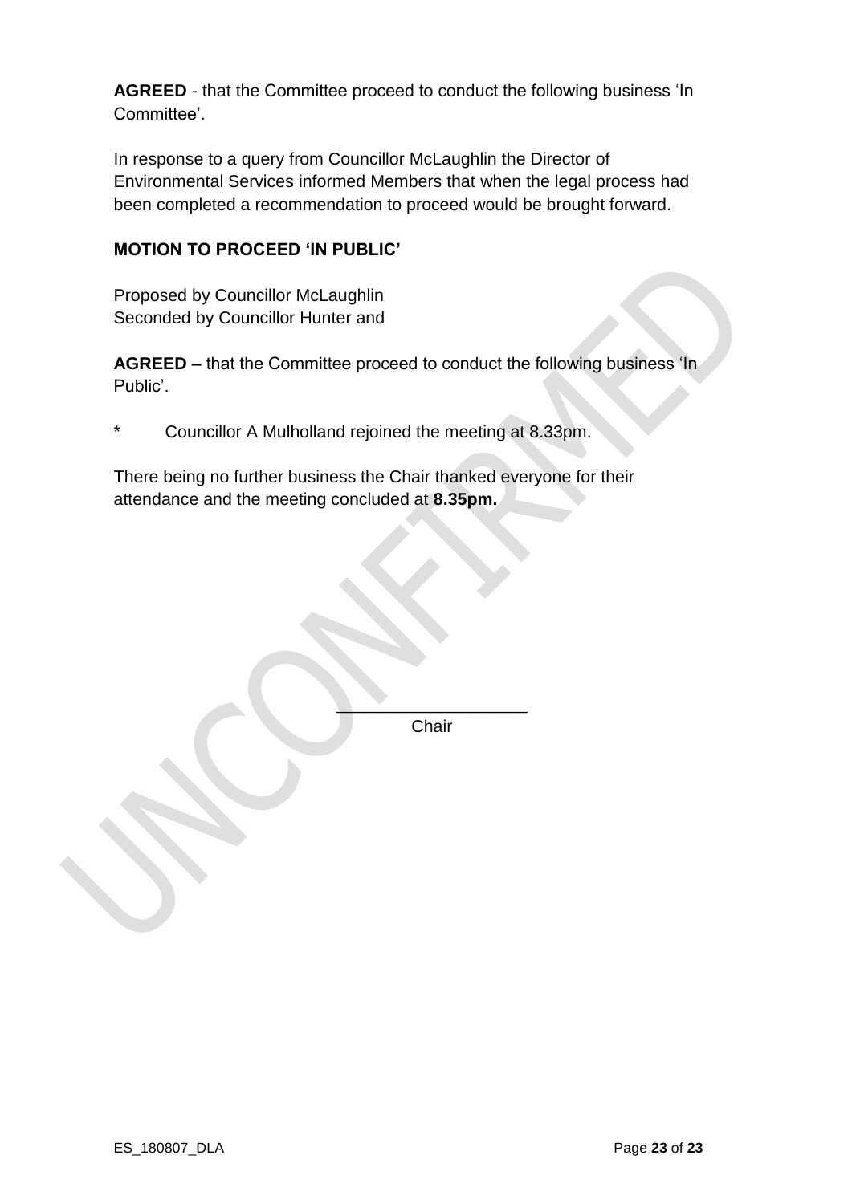**AGREED** - that the Committee proceed to conduct the following business 'In Committee'.

In response to a query from Councillor McLaughlin the Director of Environmental Services informed Members that when the legal process had been completed a recommendation to proceed would be brought forward.

**MOTION TO PROCEED 'IN PUBLIC'**

Proposed by Councillor McLaughlin
Seconded by Councillor Hunter and

**AGREED –** that the Committee proceed to conduct the following business 'In Public'.

* Councillor A Mulholland rejoined the meeting at 8.33pm.

There being no further business the Chair thanked everyone for their attendance and the meeting concluded at **8.35pm.**

____________________
Chair